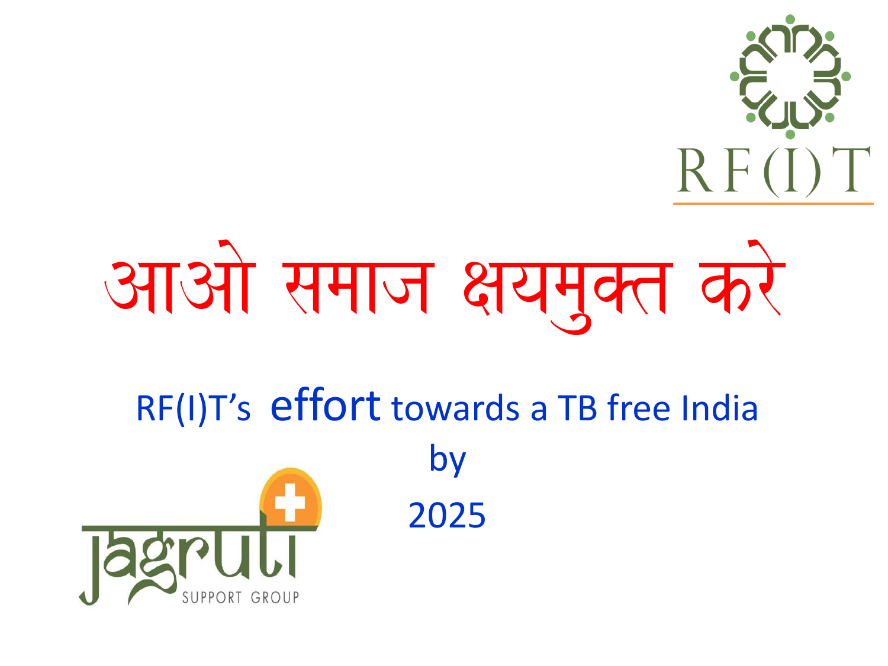# आओ समाज क्षयमुक्त करे

RF(I)T's effort towards a TB free India by 2025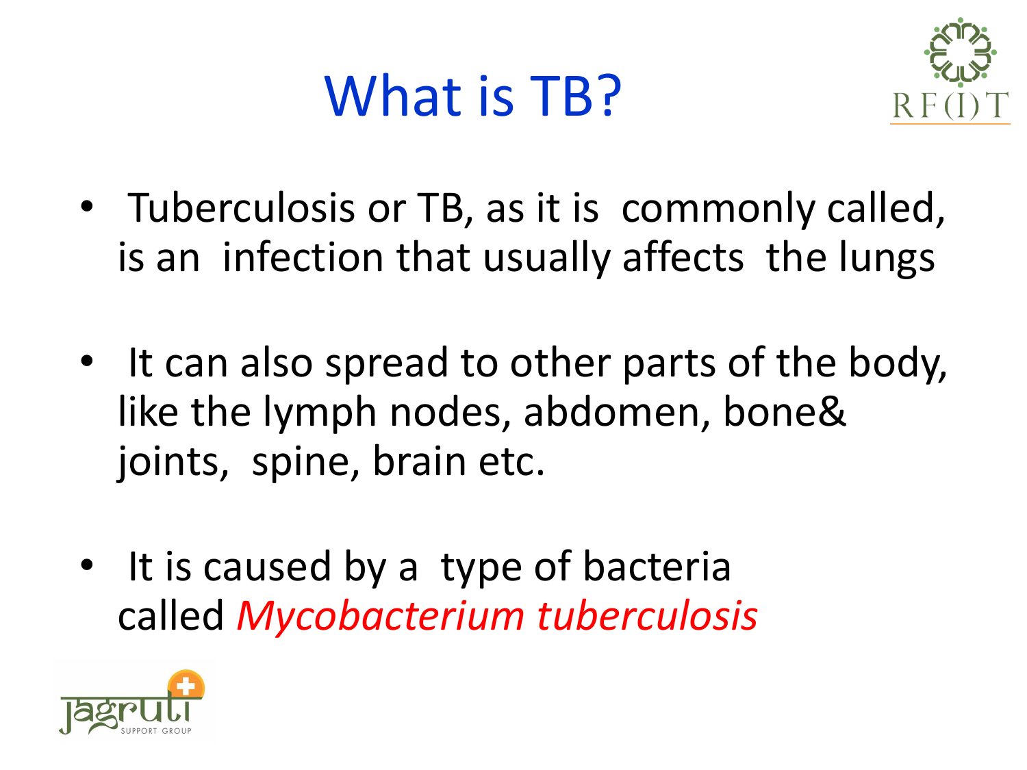# What is TB?

- Tuberculosis or TB, as it is commonly called, is an infection that usually affects the lungs
- It can also spread to other parts of the body, like the lymph nodes, abdomen, bone& joints, spine, brain etc.
- It is caused by a type of bacteria called *Mycobacterium tuberculosis*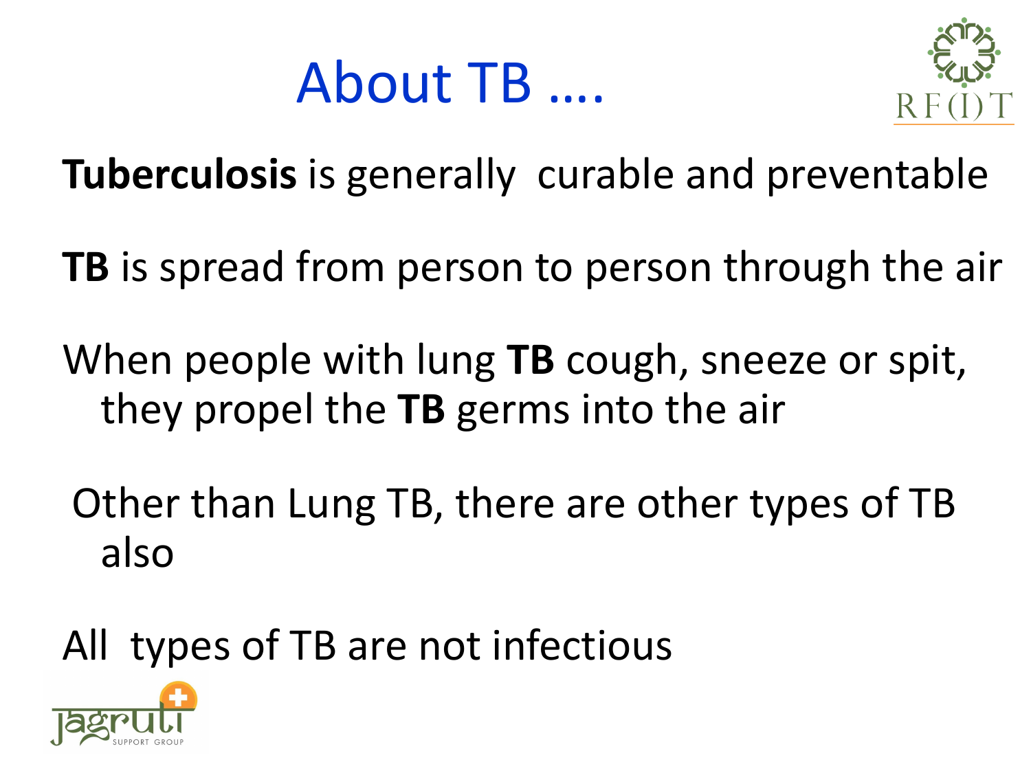# About TB ….

**Tuberculosis** is generally curable and preventable

**TB** is spread from person to person through the air

When people with lung **TB** cough, sneeze or spit, they propel the **TB** germs into the air

Other than Lung TB, there are other types of TB also

All types of TB are not infectious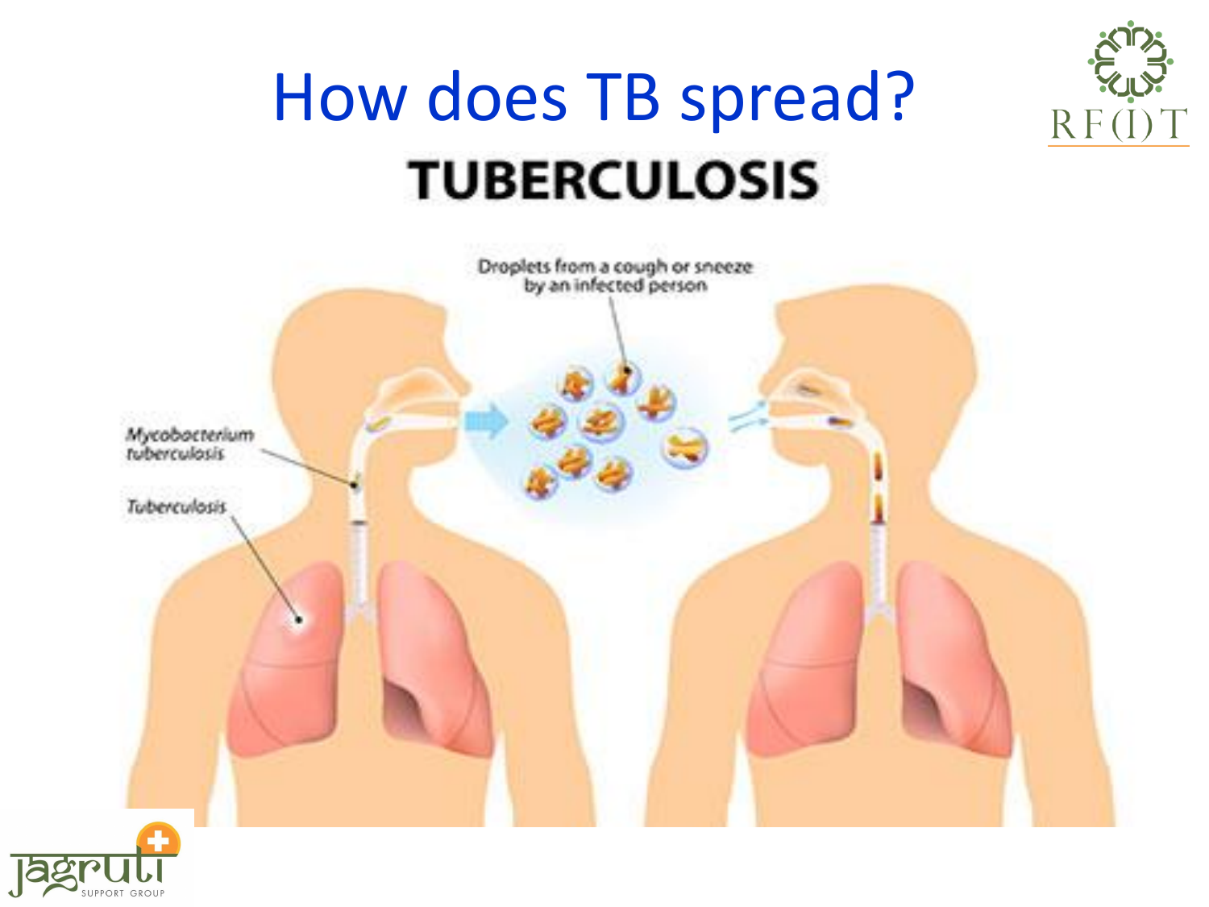# How does TB spread?

**TUBERCULOSIS**

Droplets from a cough or sneeze by an infected person

*Mycobacterium tuberculosis*

*Tuberculosis*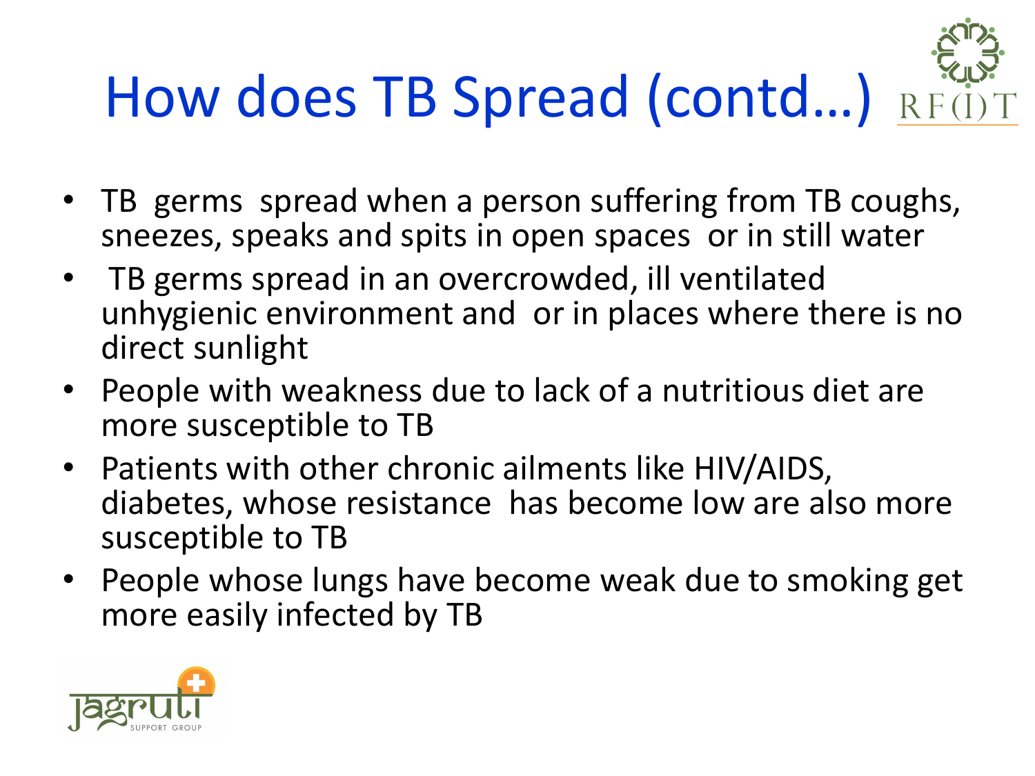# How does TB Spread (contd…)

- TB germs spread when a person suffering from TB coughs, sneezes, speaks and spits in open spaces or in still water
- TB germs spread in an overcrowded, ill ventilated unhygienic environment and or in places where there is no direct sunlight
- People with weakness due to lack of a nutritious diet are more susceptible to TB
- Patients with other chronic ailments like HIV/AIDS, diabetes, whose resistance has become low are also more susceptible to TB
- People whose lungs have become weak due to smoking get more easily infected by TB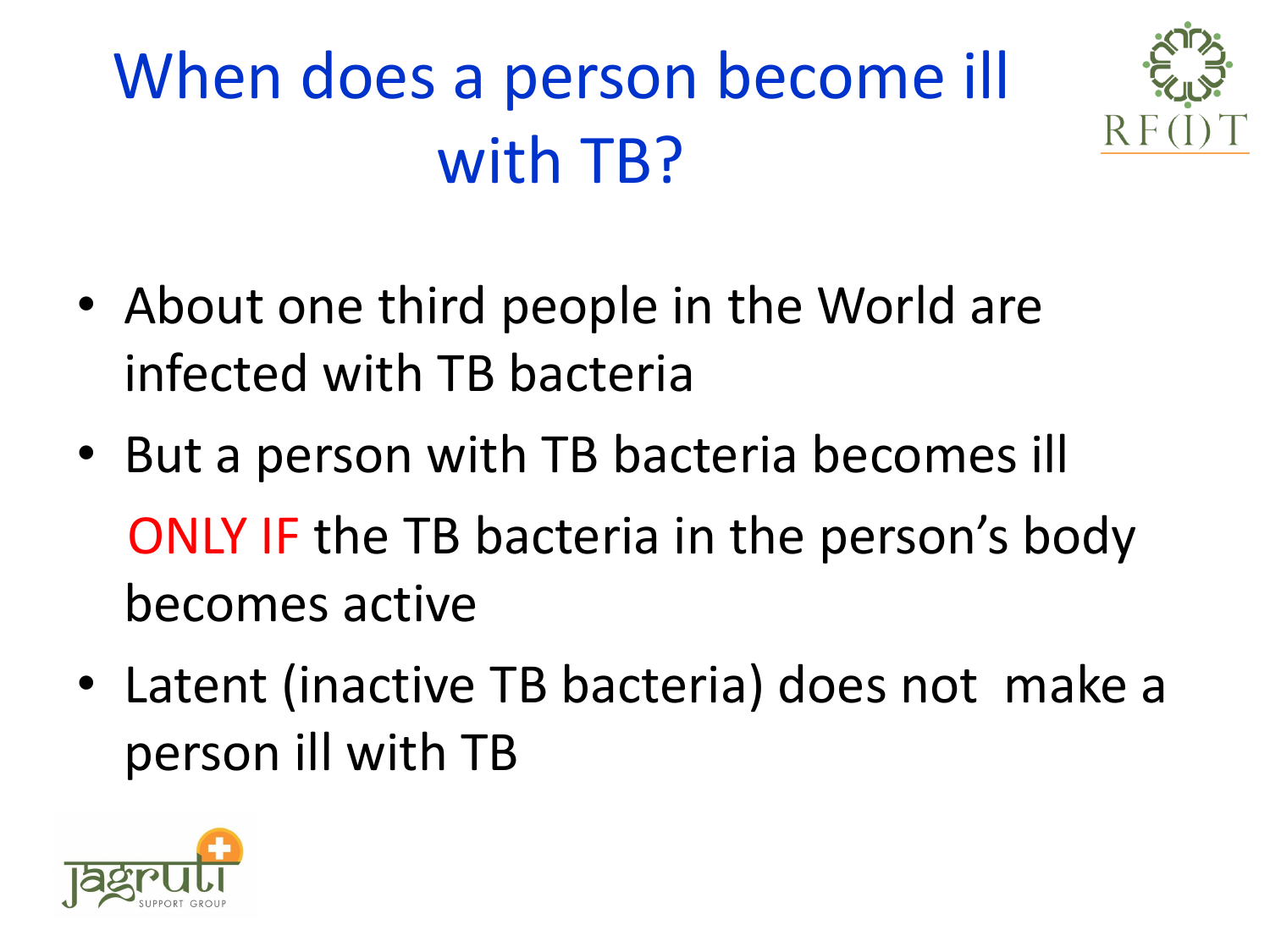# When does a person become ill with TB?

- About one third people in the World are infected with TB bacteria
- But a person with TB bacteria becomes ill ONLY IF the TB bacteria in the person's body becomes active
- Latent (inactive TB bacteria) does not make a person ill with TB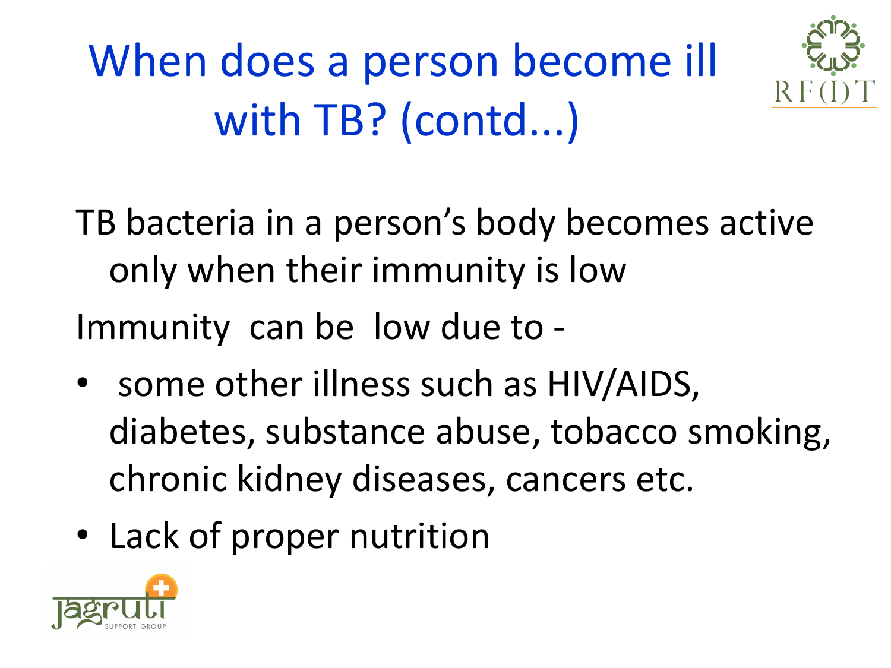# When does a person become ill with TB? (contd...)

TB bacteria in a person's body becomes active only when their immunity is low

Immunity can be low due to -

- some other illness such as HIV/AIDS, diabetes, substance abuse, tobacco smoking, chronic kidney diseases, cancers etc.
- Lack of proper nutrition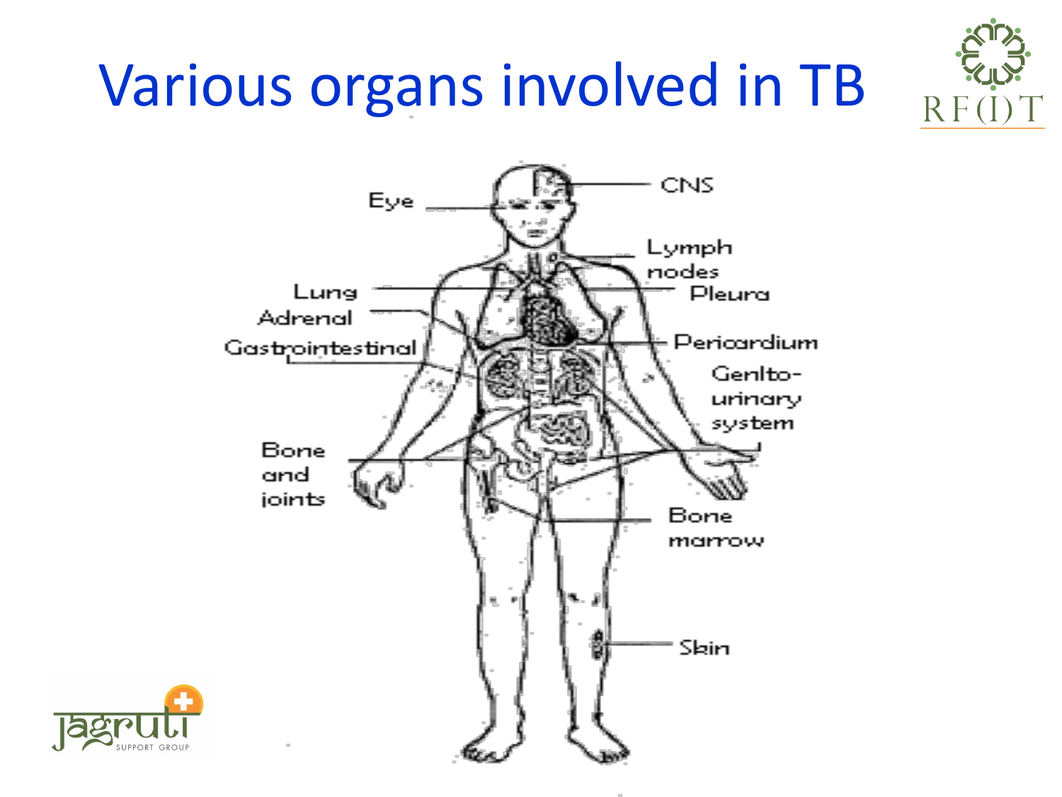# Various organs involved in TB

Eye

CNS

Lymph nodes

Lung

Pleura

Adrenal

Gastrointestinal

Pericardium

Genito-urinary system

Bone and joints

Bone marrow

Skin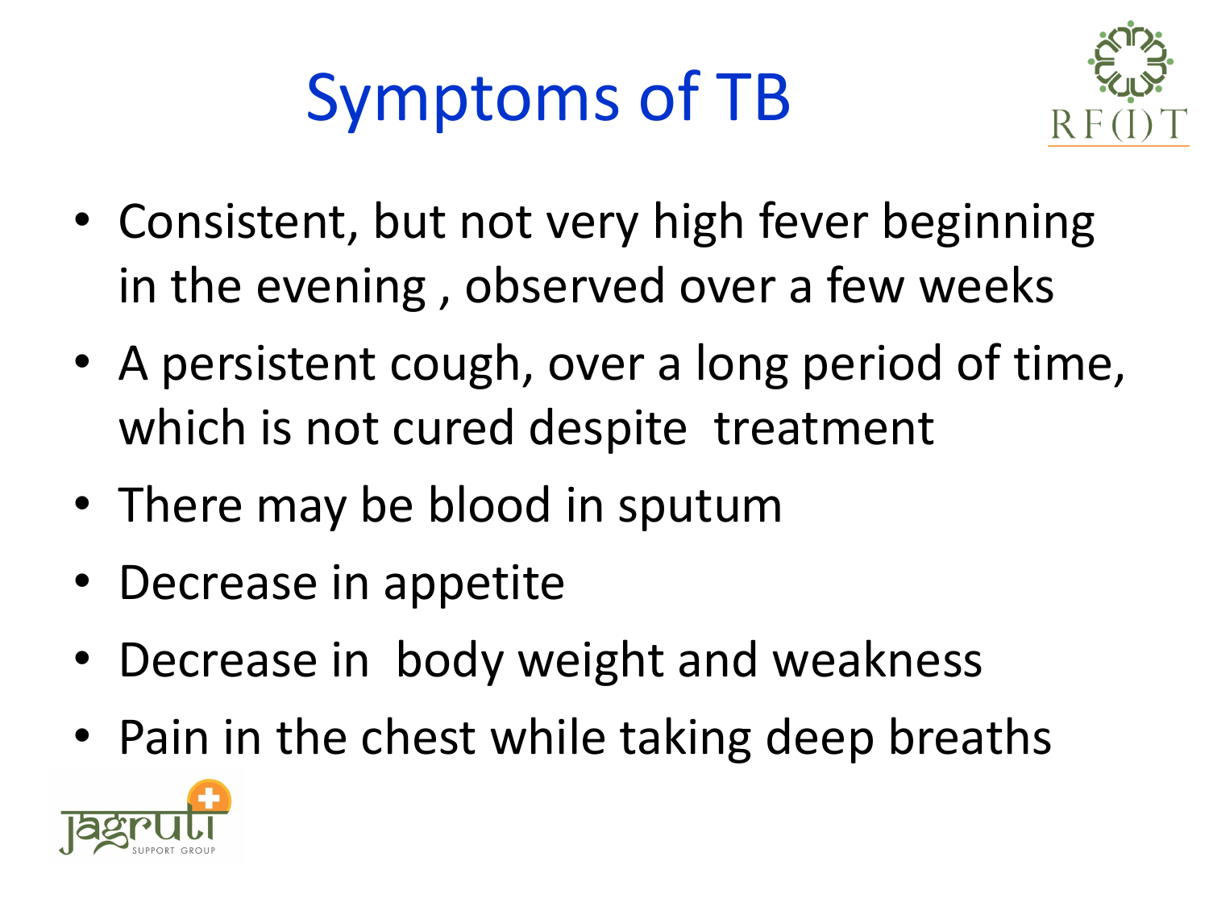# Symptoms of TB

- Consistent, but not very high fever beginning in the evening , observed over a few weeks
- A persistent cough, over a long period of time, which is not cured despite treatment
- There may be blood in sputum
- Decrease in appetite
- Decrease in body weight and weakness
- Pain in the chest while taking deep breaths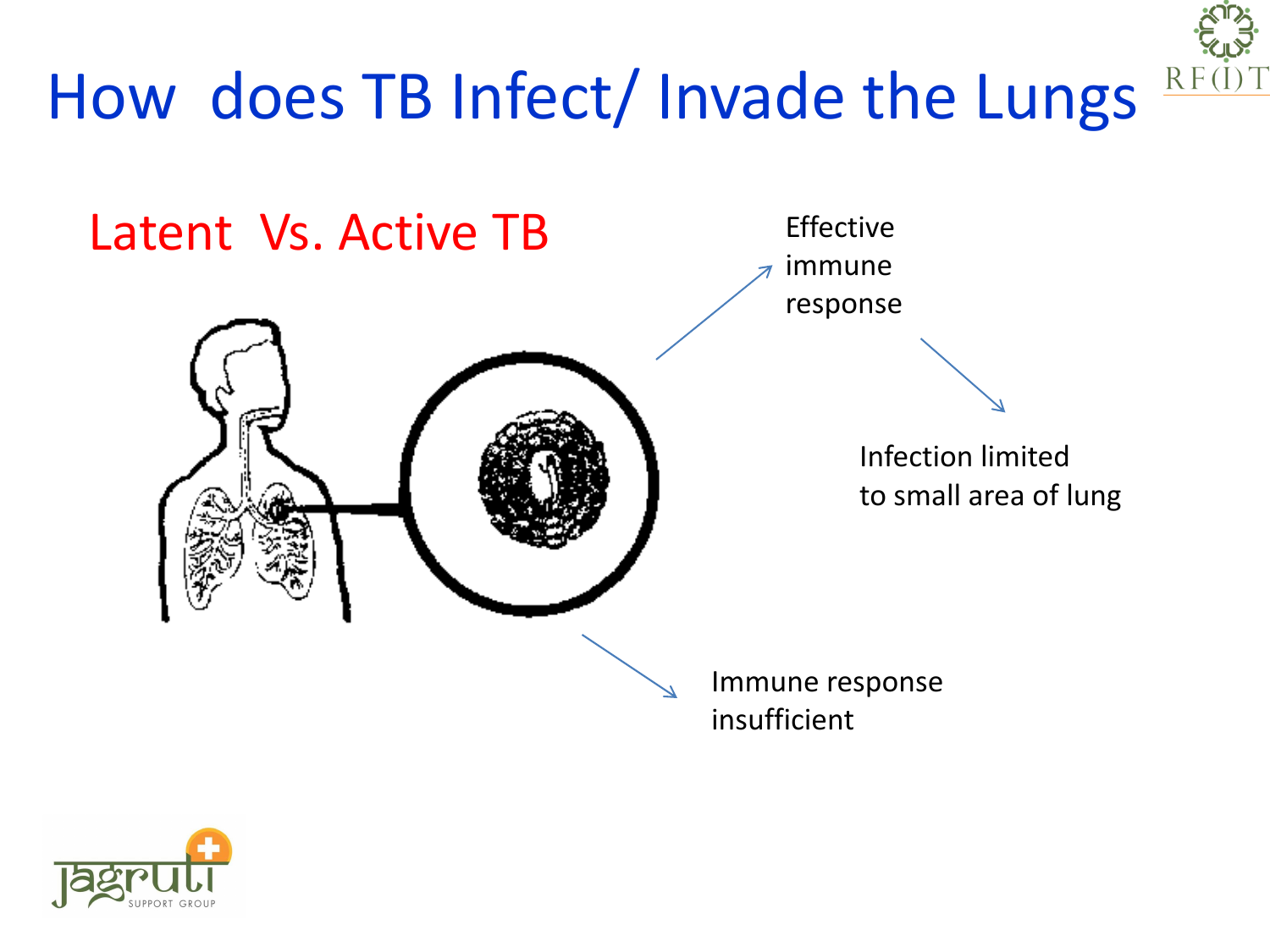# How does TB Infect/ Invade the Lungs

## Latent Vs. Active TB

Effective immune response

Infection limited to small area of lung

Immune response insufficient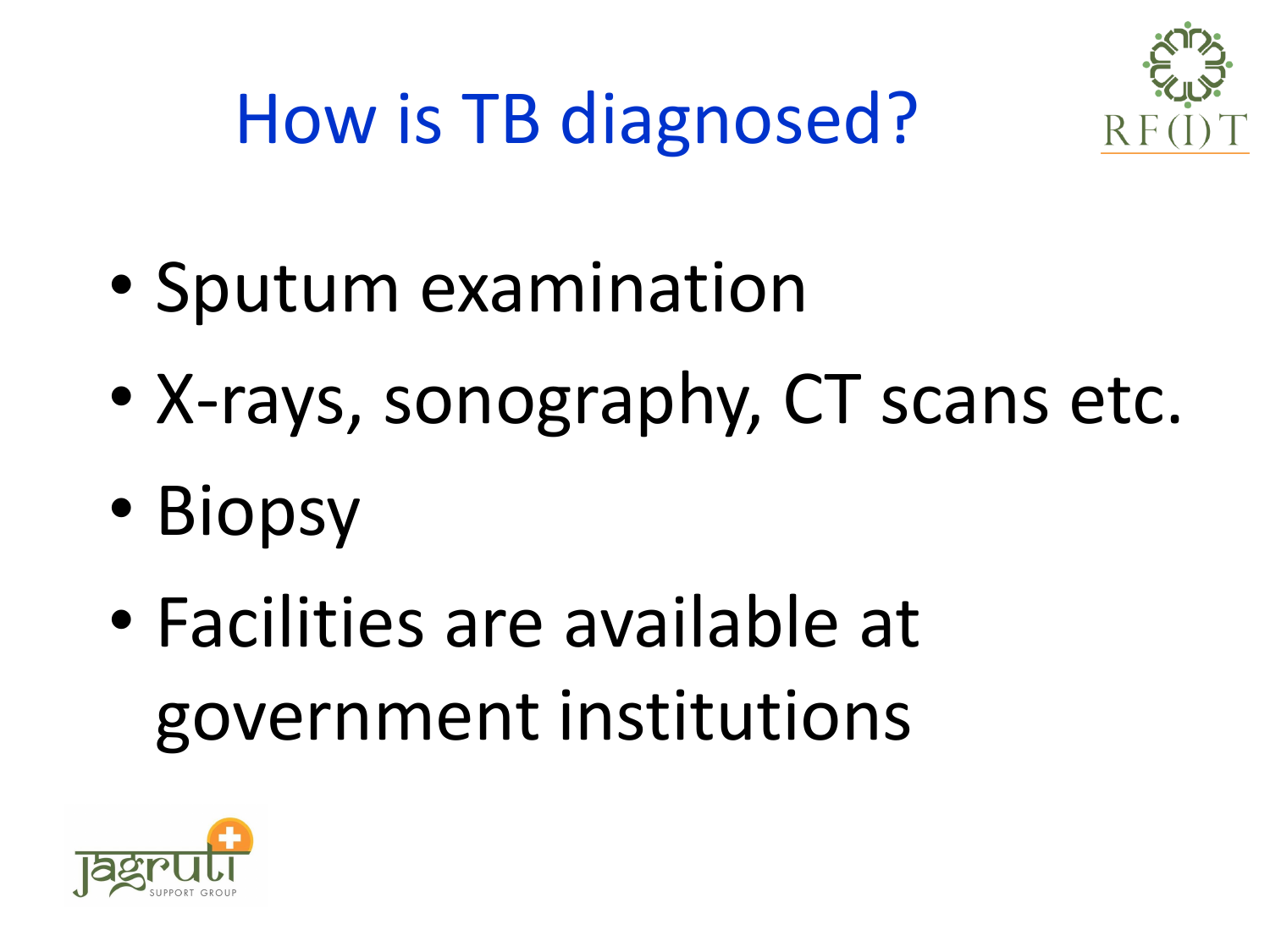# How is TB diagnosed?

- Sputum examination
- X-rays, sonography, CT scans etc.
- Biopsy
- Facilities are available at government institutions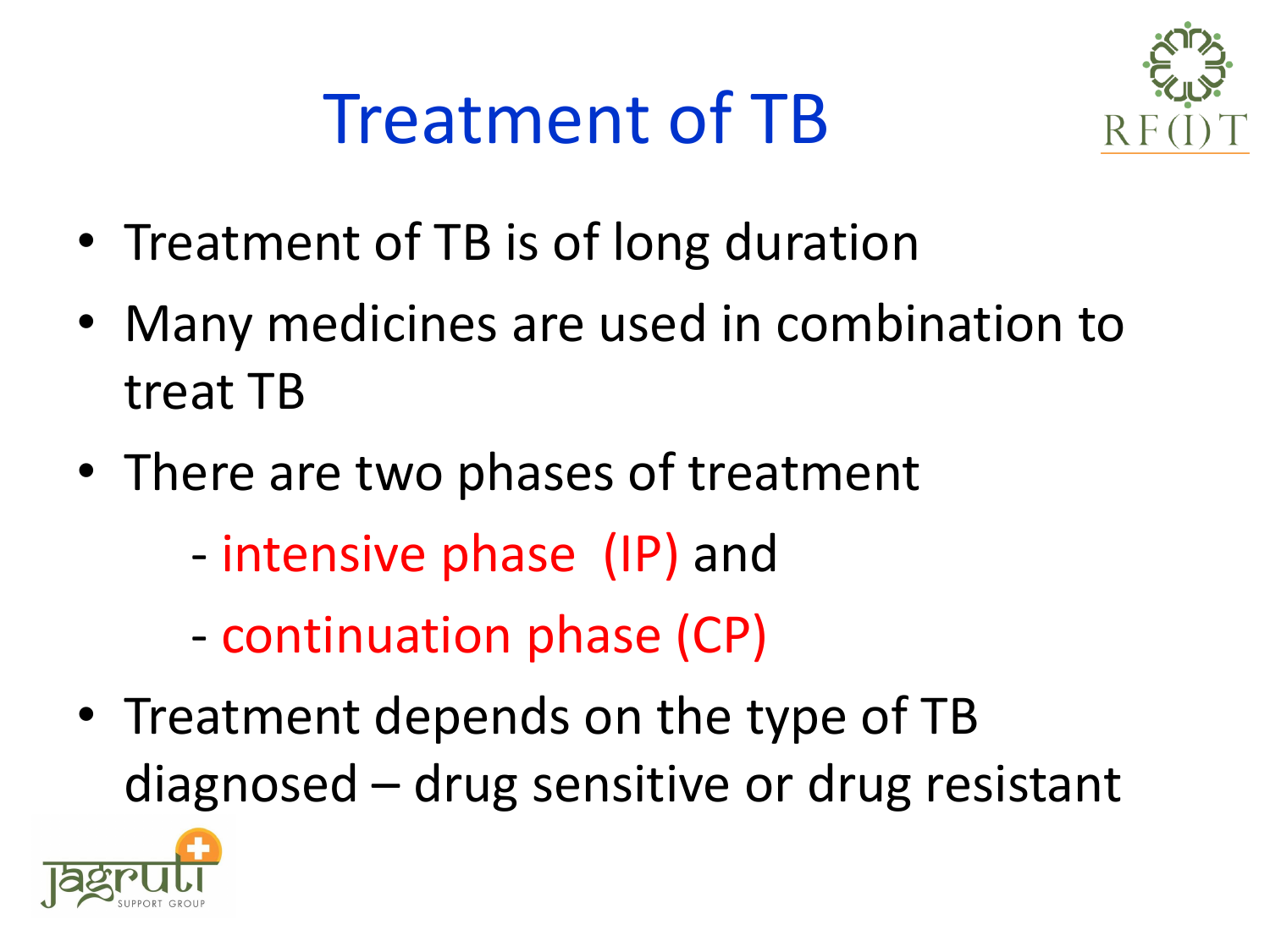# Treatment of TB

- Treatment of TB is of long duration
- Many medicines are used in combination to treat TB
- There are two phases of treatment
  - intensive phase (IP) and
  - continuation phase (CP)
- Treatment depends on the type of TB diagnosed – drug sensitive or drug resistant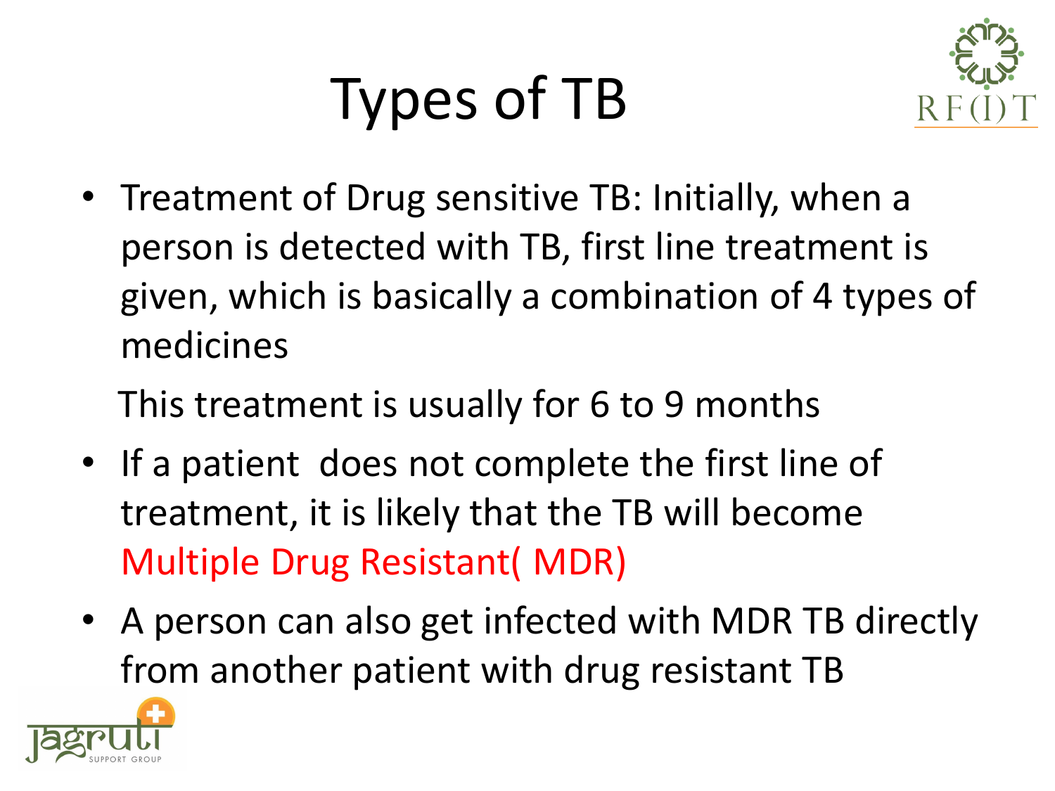# Types of TB

- Treatment of Drug sensitive TB: Initially, when a person is detected with TB, first line treatment is given, which is basically a combination of 4 types of medicines

  This treatment is usually for 6 to 9 months

- If a patient does not complete the first line of treatment, it is likely that the TB will become Multiple Drug Resistant( MDR)
- A person can also get infected with MDR TB directly from another patient with drug resistant TB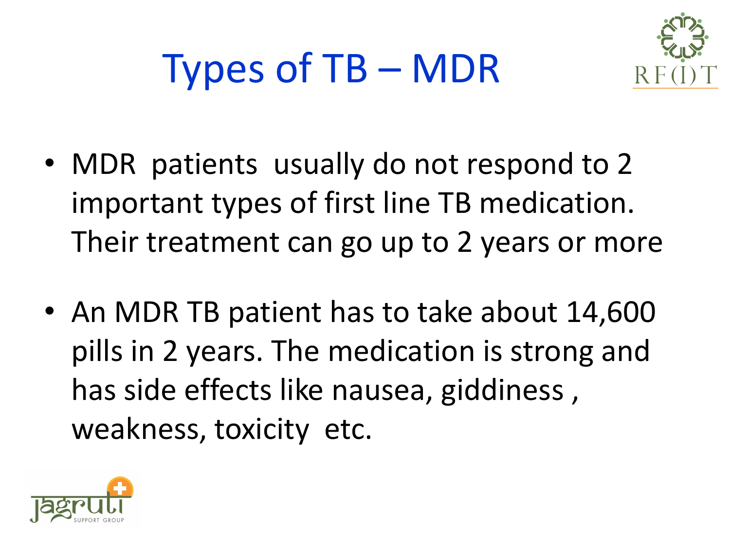# Types of TB – MDR

- MDR patients usually do not respond to 2 important types of first line TB medication. Their treatment can go up to 2 years or more
- An MDR TB patient has to take about 14,600 pills in 2 years. The medication is strong and has side effects like nausea, giddiness , weakness, toxicity etc.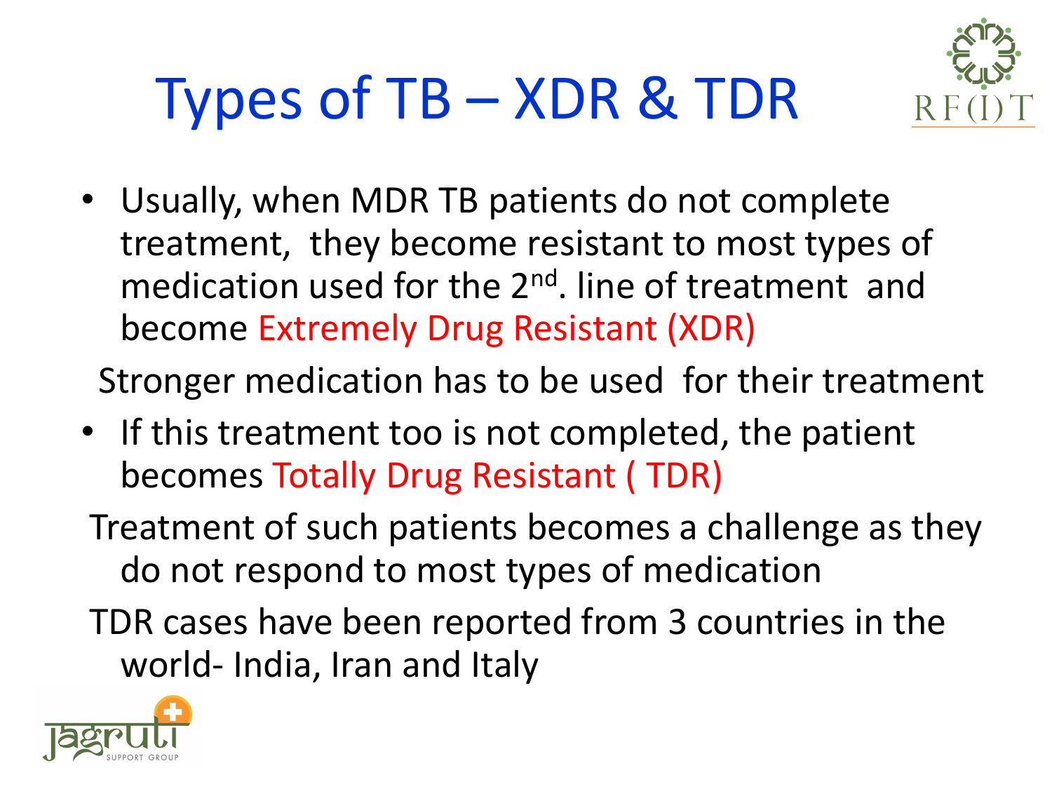# Types of TB – XDR & TDR

- Usually, when MDR TB patients do not complete treatment, they become resistant to most types of medication used for the $2^{nd}$. line of treatment and become Extremely Drug Resistant (XDR)

Stronger medication has to be used for their treatment

- If this treatment too is not completed, the patient becomes Totally Drug Resistant ( TDR)

Treatment of such patients becomes a challenge as they do not respond to most types of medication

TDR cases have been reported from 3 countries in the world- India, Iran and Italy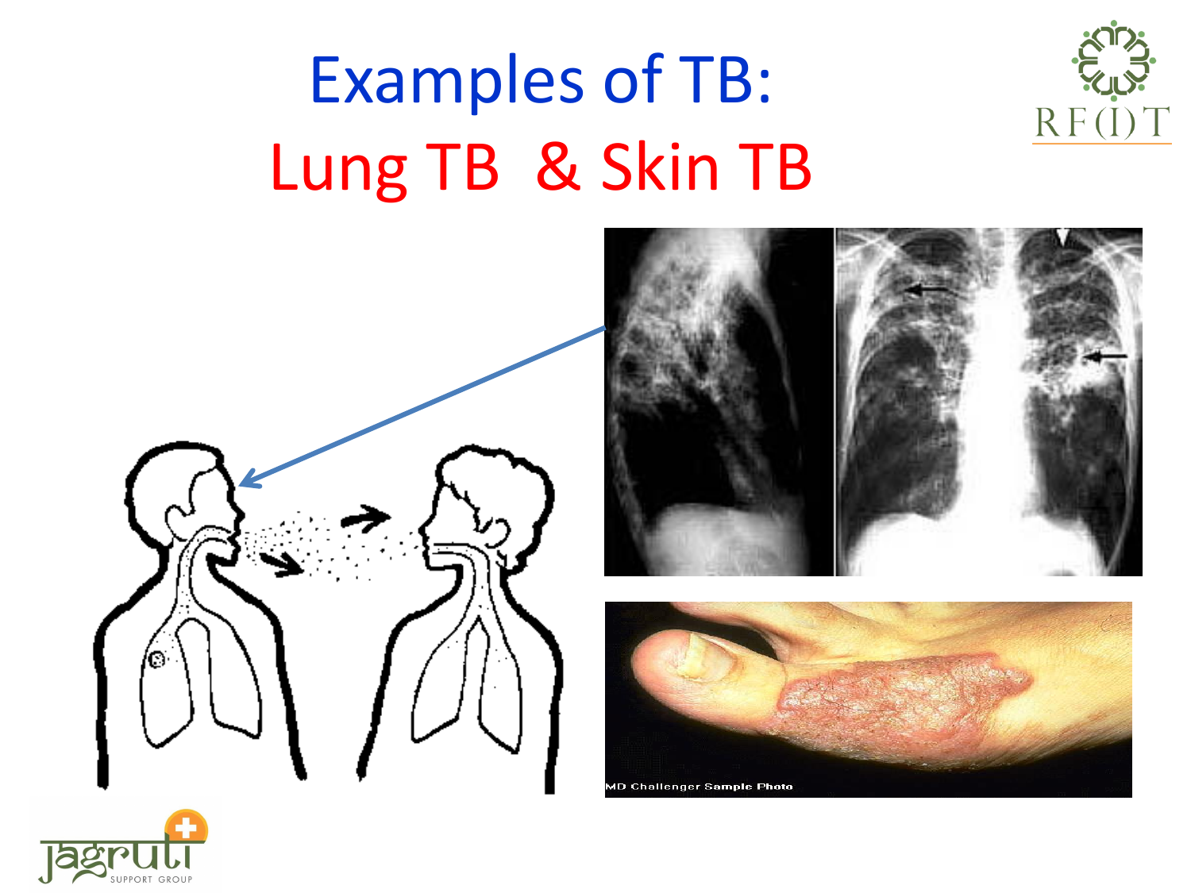# Examples of TB:

## Lung TB & Skin TB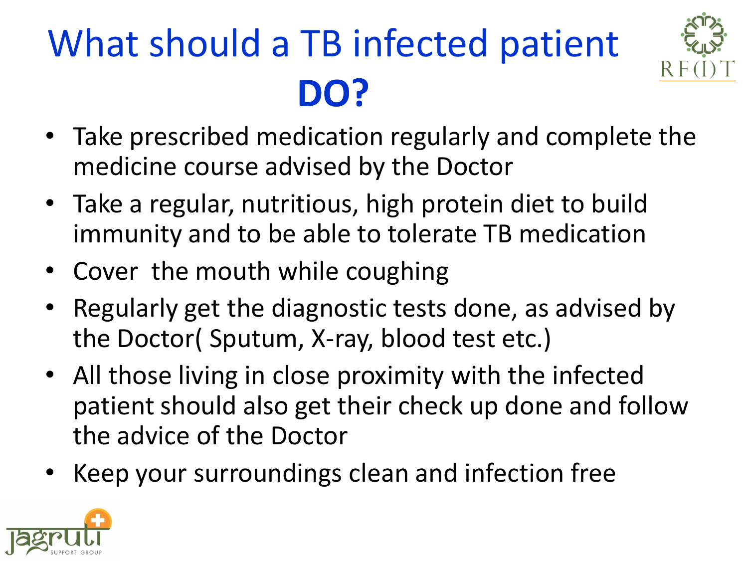# What should a TB infected patient **DO?**

- Take prescribed medication regularly and complete the medicine course advised by the Doctor
- Take a regular, nutritious, high protein diet to build immunity and to be able to tolerate TB medication
- Cover the mouth while coughing
- Regularly get the diagnostic tests done, as advised by the Doctor( Sputum, X-ray, blood test etc.)
- All those living in close proximity with the infected patient should also get their check up done and follow the advice of the Doctor
- Keep your surroundings clean and infection free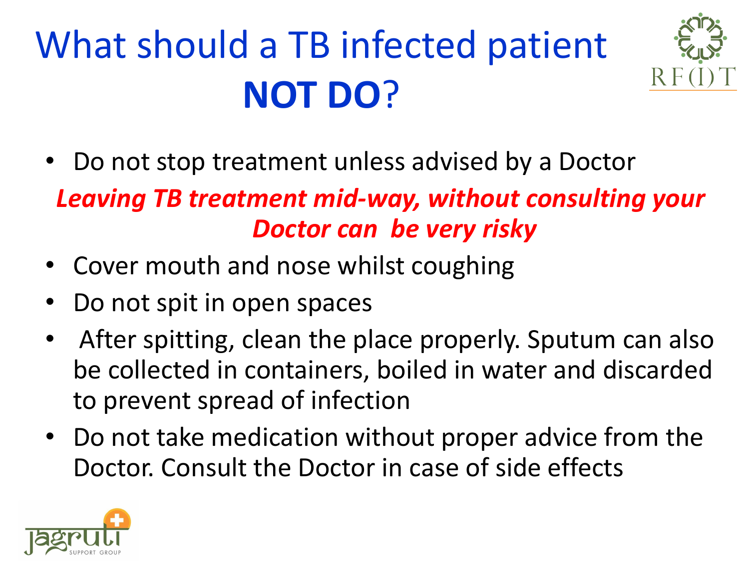# What should a TB infected patient **NOT DO**?

- Do not stop treatment unless advised by a Doctor

***Leaving TB treatment mid-way, without consulting your Doctor can be very risky***

- Cover mouth and nose whilst coughing
- Do not spit in open spaces
- After spitting, clean the place properly. Sputum can also be collected in containers, boiled in water and discarded to prevent spread of infection
- Do not take medication without proper advice from the Doctor. Consult the Doctor in case of side effects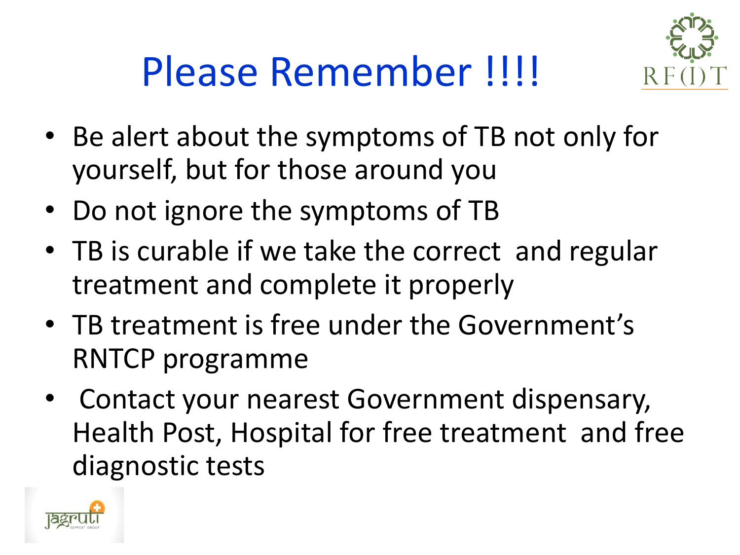# Please Remember !!!!

- Be alert about the symptoms of TB not only for yourself, but for those around you
- Do not ignore the symptoms of TB
- TB is curable if we take the correct and regular treatment and complete it properly
- TB treatment is free under the Government's RNTCP programme
- Contact your nearest Government dispensary, Health Post, Hospital for free treatment and free diagnostic tests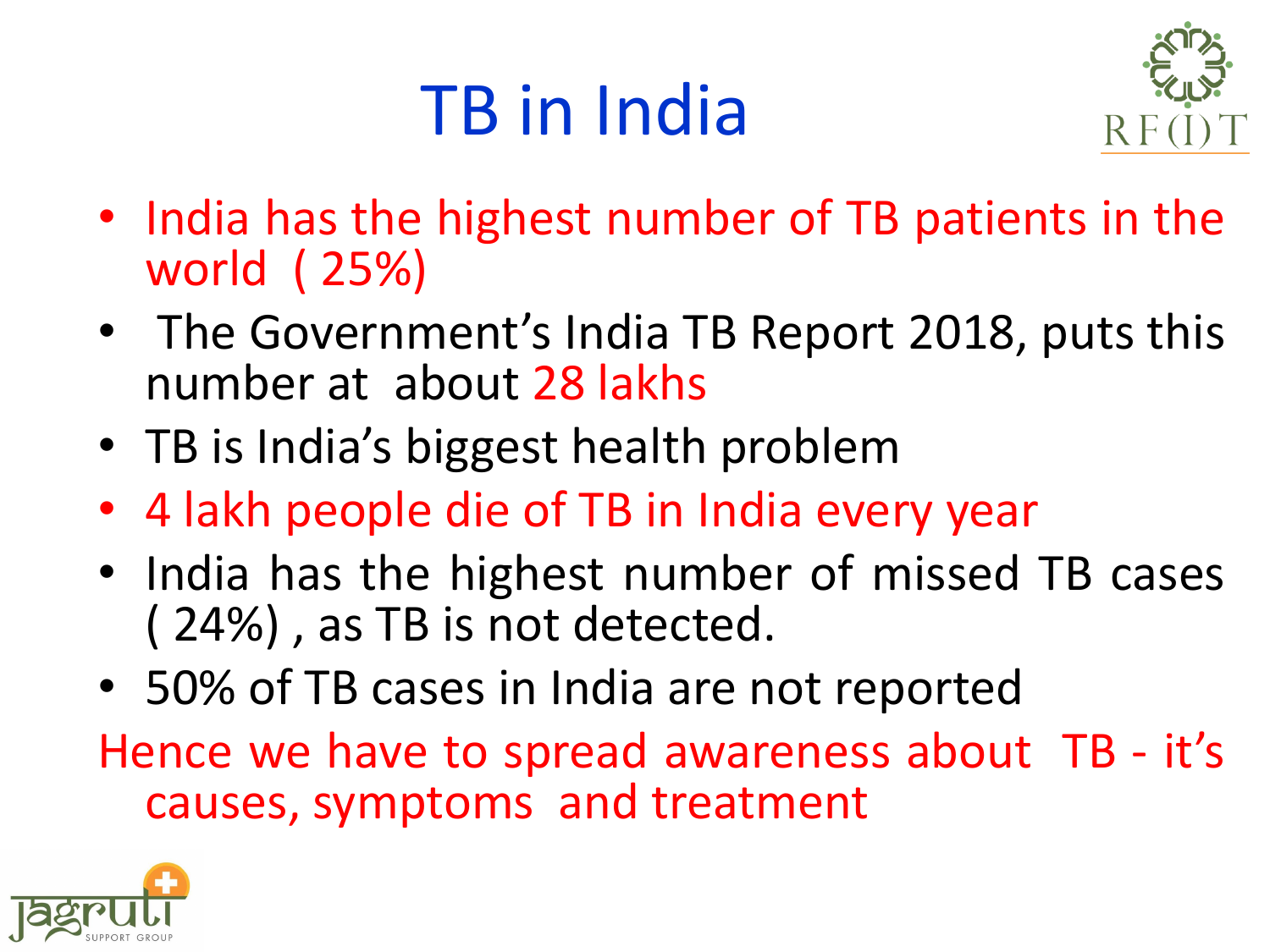# TB in India

- India has the highest number of TB patients in the world ( 25%)
- The Government's India TB Report 2018, puts this number at about 28 lakhs
- TB is India's biggest health problem
- 4 lakh people die of TB in India every year
- India has the highest number of missed TB cases ( 24%) , as TB is not detected.
- 50% of TB cases in India are not reported

Hence we have to spread awareness about TB - it's causes, symptoms and treatment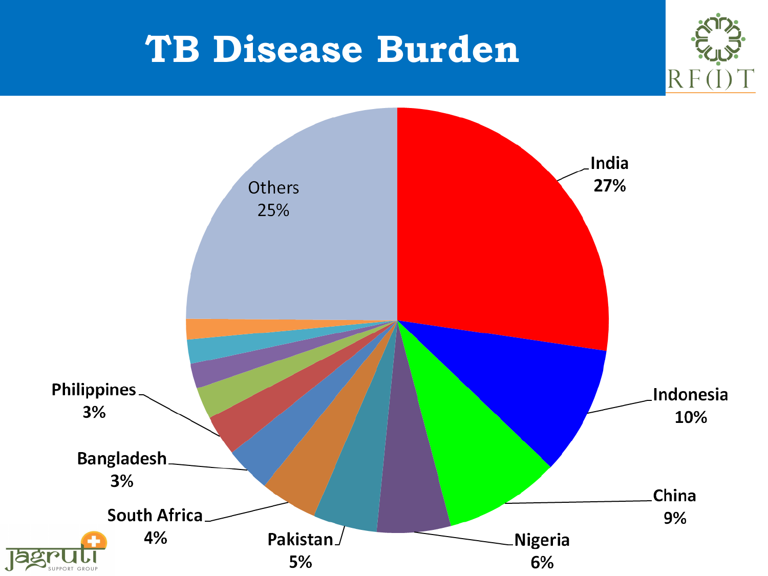# TB Disease Burden

| Country | Share |
|---|---|
| India | 27% |
| Indonesia | 10% |
| China | 9% |
| Nigeria | 6% |
| Pakistan | 5% |
| South Africa | 4% |
| Bangladesh | 3% |
| Philippines | 3% |
| Others | 25% |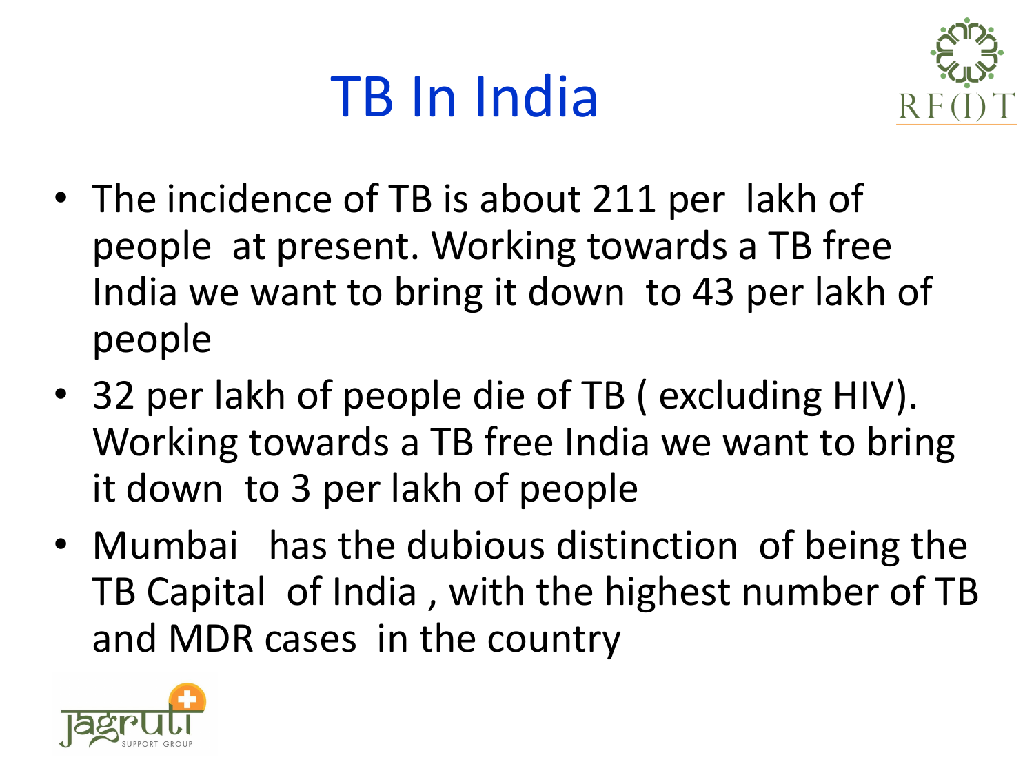# TB In India

- The incidence of TB is about 211 per lakh of people at present. Working towards a TB free India we want to bring it down to 43 per lakh of people
- 32 per lakh of people die of TB ( excluding HIV). Working towards a TB free India we want to bring it down to 3 per lakh of people
- Mumbai has the dubious distinction of being the TB Capital of India , with the highest number of TB and MDR cases in the country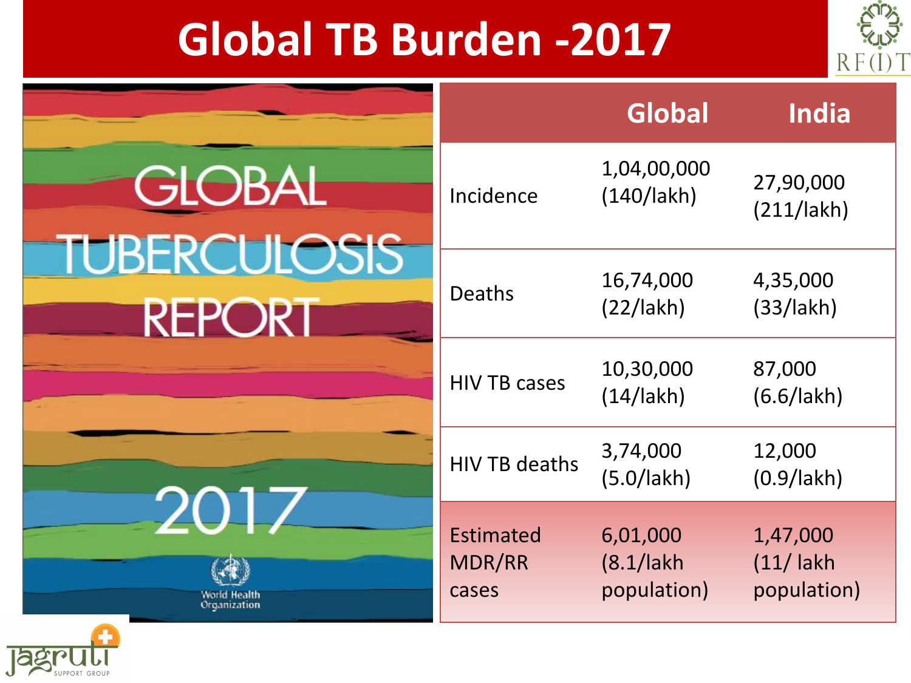# Global TB Burden -2017

| | Global | India |
|---|---|---|
| Incidence | 1,04,00,000 (140/lakh) | 27,90,000 (211/lakh) |
| Deaths | 16,74,000 (22/lakh) | 4,35,000 (33/lakh) |
| HIV TB cases | 10,30,000 (14/lakh) | 87,000 (6.6/lakh) |
| HIV TB deaths | 3,74,000 (5.0/lakh) | 12,000 (0.9/lakh) |
| Estimated MDR/RR cases | 6,01,000 (8.1/lakh population) | 1,47,000 (11/ lakh population) |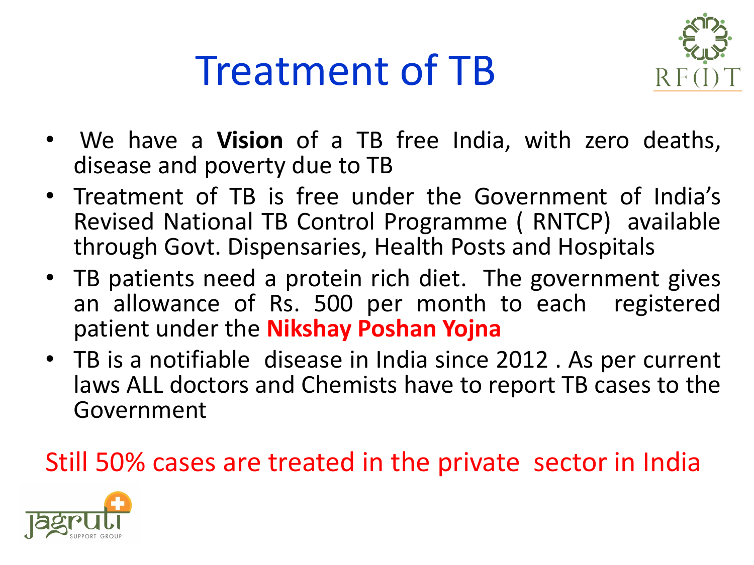# Treatment of TB

- We have a **Vision** of a TB free India, with zero deaths, disease and poverty due to TB
- Treatment of TB is free under the Government of India's Revised National TB Control Programme ( RNTCP) available through Govt. Dispensaries, Health Posts and Hospitals
- TB patients need a protein rich diet. The government gives an allowance of Rs. 500 per month to each registered patient under the **Nikshay Poshan Yojna**
- TB is a notifiable disease in India since 2012 . As per current laws ALL doctors and Chemists have to report TB cases to the Government

Still 50% cases are treated in the private sector in India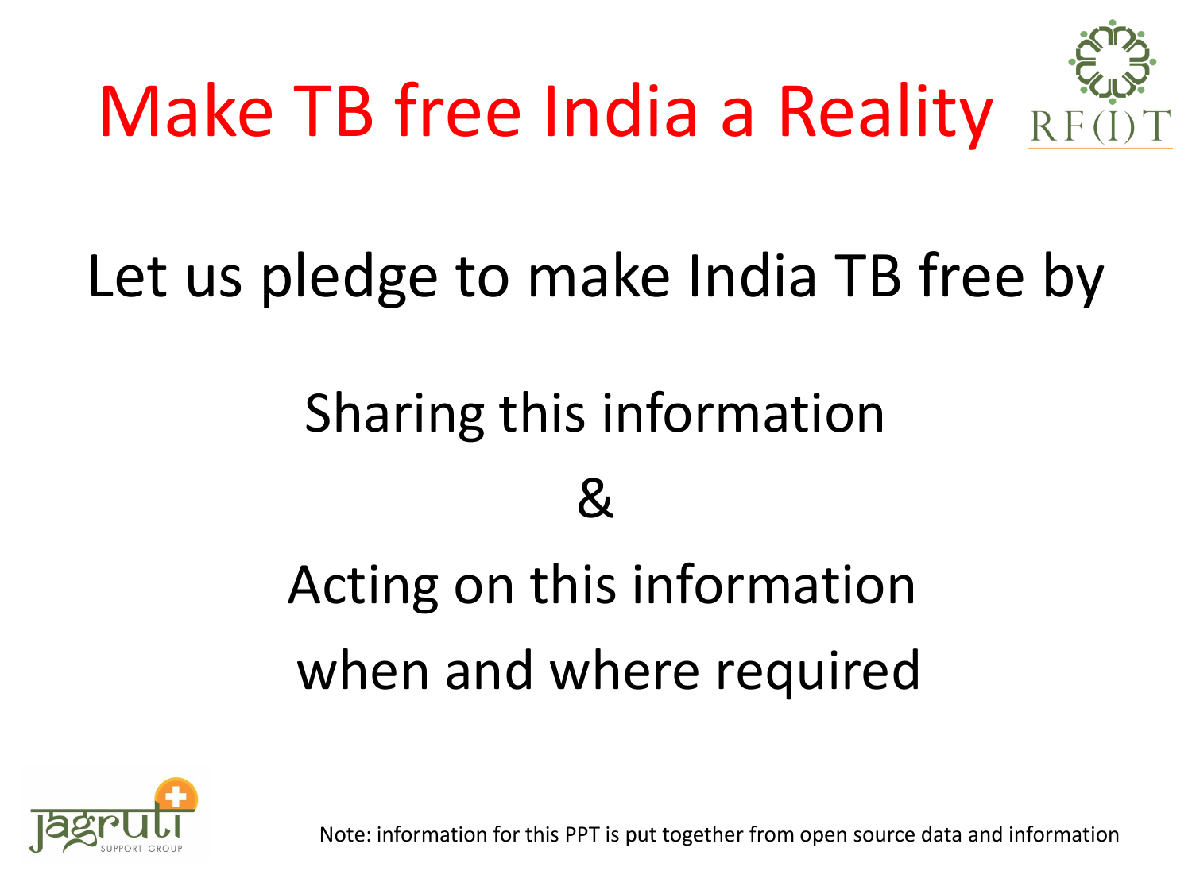# Make TB free India a Reality

Let us pledge to make India TB free by

Sharing this information

&

Acting on this information

when and where required

Note: information for this PPT is put together from open source data and information